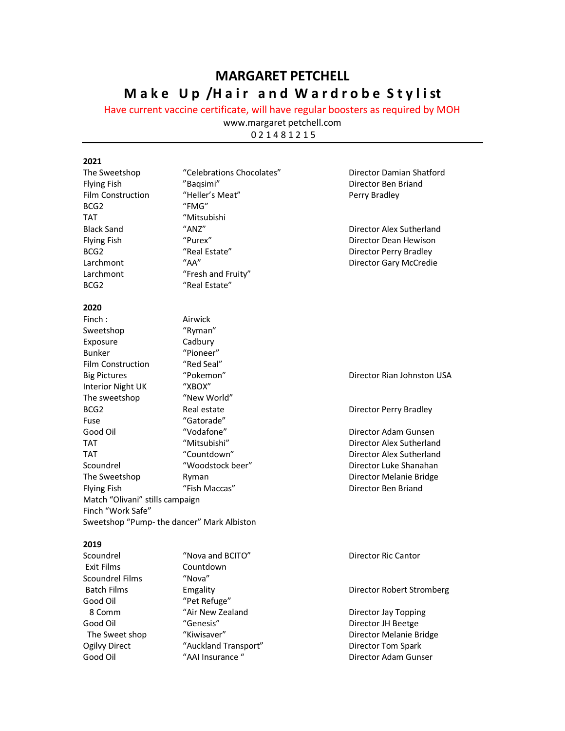# MARGARET PETCHELL

## Make Up /Hair and Wardrobe Stylist

Have current vaccine certificate, will have regular boosters as required by MOH

www.margaret petchell.com

0 2 1 4 8 1 2 1 5

---

### 2021

| | | |
|---|---|---|
| The Sweetshop | “Celebrations Chocolates” | Director Damian Shatford |
| Flying Fish | ”Baqsimi” | Director Ben Briand |
| Film Construction | “Heller’s Meat” | Perry Bradley |
| BCG2 | “FMG” | |
| TAT | “Mitsubishi | |
| Black Sand | “ANZ” | Director Alex Sutherland |
| Flying Fish | “Purex” | Director Dean Hewison |
| BCG2 | “Real Estate” | Director Perry Bradley |
| Larchmont | “AA” | Director Gary McCredie |
| Larchmont | “Fresh and Fruity” | |
| BCG2 | “Real Estate” | |

### 2020

| | | |
|---|---|---|
| Finch : | Airwick | |
| Sweetshop | “Ryman” | |
| Exposure | Cadbury | |
| Bunker | “Pioneer” | |
| Film Construction | “Red Seal” | |
| Big Pictures | “Pokemon” | Director Rian Johnston USA |
| Interior Night UK | “XBOX” | |
| The sweetshop | “New World” | |
| BCG2 | Real estate | Director Perry Bradley |
| Fuse | “Gatorade” | |
| Good Oil | “Vodafone” | Director Adam Gunsen |
| TAT | “Mitsubishi” | Director Alex Sutherland |
| TAT | “Countdown” | Director Alex Sutherland |
| Scoundrel | “Woodstock beer” | Director Luke Shanahan |
| The Sweetshop | Ryman | Director Melanie Bridge |
| Flying Fish | “Fish Maccas” | Director Ben Briand |

Match “Olivani” stills campaign

Finch “Work Safe”

Sweetshop “Pump- the dancer” Mark Albiston

### 2019

| | | |
|---|---|---|
| Scoundrel | “Nova and BCITO” | Director Ric Cantor |
| Exit Films | Countdown | |
| Scoundrel Films | “Nova” | |
| Batch Films | Emgality | Director Robert Stromberg |
| Good Oil | “Pet Refuge” | |
| 8 Comm | “Air New Zealand | Director Jay Topping |
| Good Oil | “Genesis” | Director JH Beetge |
| The Sweet shop | “Kiwisaver” | Director Melanie Bridge |
| Ogilvy Direct | “Auckland Transport” | Director Tom Spark |
| Good Oil | “AAI Insurance “ | Director Adam Gunser |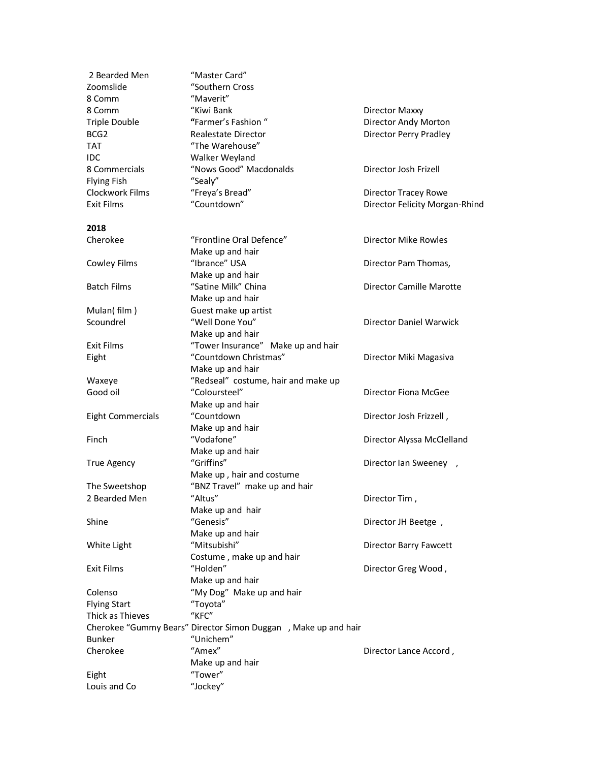| | | |
|---|---|---|
| 2 Bearded Men | "Master Card" | |
| Zoomslide | "Southern Cross | |
| 8 Comm | "Maverit" | |
| 8 Comm | "Kiwi Bank | Director Maxxy |
| Triple Double | "Farmer's Fashion " | Director Andy Morton |
| BCG2 | Realestate Director | Director Perry Pradley |
| TAT | "The Warehouse" | |
| IDC | Walker Weyland | |
| 8 Commercials | "Nows Good" Macdonalds | Director Josh Frizell |
| Flying Fish | "Sealy" | |
| Clockwork Films | "Freya's Bread" | Director Tracey Rowe |
| Exit Films | "Countdown" | Director Felicity Morgan-Rhind |

**2018**

| | | |
|---|---|---|
| Cherokee | "Frontline Oral Defence" Make up and hair | Director Mike Rowles |
| Cowley Films | "Ibrance" USA Make up and hair | Director Pam Thomas, |
| Batch Films | "Satine Milk" China Make up and hair | Director Camille Marotte |
| Mulan( film ) | Guest make up artist | |
| Scoundrel | "Well Done You" Make up and hair | Director Daniel Warwick |
| Exit Films | "Tower Insurance" Make up and hair | |
| Eight | "Countdown Christmas" Make up and hair | Director Miki Magasiva |
| Waxeye | "Redseal" costume, hair and make up | |
| Good oil | "Coloursteel" Make up and hair | Director Fiona McGee |
| Eight Commercials | "Countdown Make up and hair | Director Josh Frizzell , |
| Finch | "Vodafone" Make up and hair | Director Alyssa McClelland |
| True Agency | "Griffins" Make up , hair and costume | Director Ian Sweeney , |
| The Sweetshop | "BNZ Travel" make up and hair | |
| 2 Bearded Men | "Altus" Make up and hair | Director Tim , |
| Shine | "Genesis" Make up and hair | Director JH Beetge , |
| White Light | "Mitsubishi" Costume , make up and hair | Director Barry Fawcett |
| Exit Films | "Holden" Make up and hair | Director Greg Wood , |
| Colenso | "My Dog" Make up and hair | |
| Flying Start | "Toyota" | |
| Thick as Thieves | "KFC" | |
| Cherokee "Gummy Bears" | Director Simon Duggan , Make up and hair | |
| Bunker | "Unichem" | |
| Cherokee | "Amex" Make up and hair | Director Lance Accord , |
| Eight | "Tower" | |
| Louis and Co | "Jockey" | |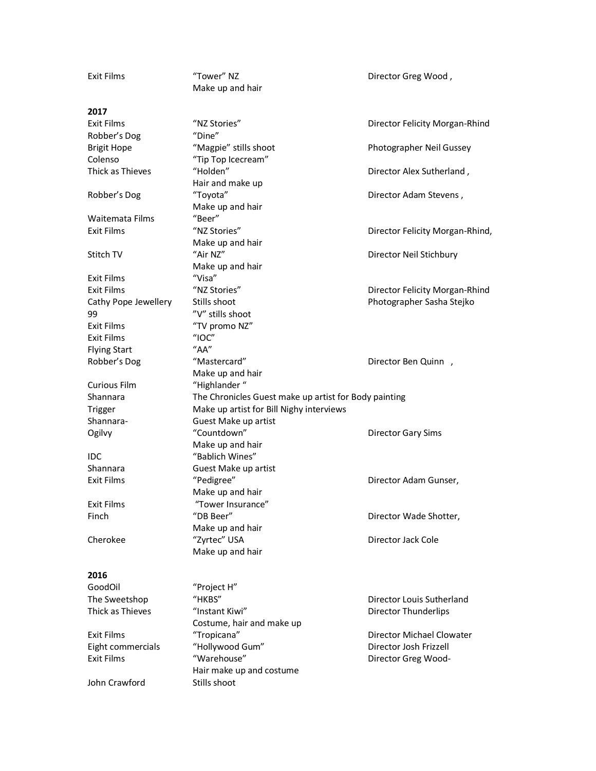| | | |
|---|---|---|
| Exit Films | "Tower" NZ<br>Make up and hair | Director Greg Wood , |

**2017**

| | | |
|---|---|---|
| Exit Films | "NZ Stories" | Director Felicity Morgan-Rhind |
| Robber's Dog | "Dine" | |
| Brigit Hope | "Magpie" stills shoot | Photographer Neil Gussey |
| Colenso | "Tip Top Icecream" | |
| Thick as Thieves | "Holden"<br>Hair and make up | Director Alex Sutherland , |
| Robber's Dog | "Toyota"<br>Make up and hair | Director Adam Stevens , |
| Waitemata Films | "Beer" | |
| Exit Films | "NZ Stories"<br>Make up and hair | Director Felicity Morgan-Rhind, |
| Stitch TV | "Air NZ"<br>Make up and hair | Director Neil Stichbury |
| Exit Films | "Visa" | |
| Exit Films | "NZ Stories" | Director Felicity Morgan-Rhind |
| Cathy Pope Jewellery | Stills shoot | Photographer Sasha Stejko |
| 99 | "V" stills shoot | |
| Exit Films | "TV promo NZ" | |
| Exit Films | "IOC" | |
| Flying Start | "AA" | |
| Robber's Dog | "Mastercard"<br>Make up and hair | Director Ben Quinn , |
| Curious Film | "Highlander " | |
| Shannara | The Chronicles Guest make up artist for Body painting | |
| Trigger | Make up artist for Bill Nighy interviews | |
| Shannara- | Guest Make up artist | |
| Ogilvy | "Countdown"<br>Make up and hair | Director Gary Sims |
| IDC | "Bablich Wines" | |
| Shannara | Guest Make up artist | |
| Exit Films | "Pedigree"<br>Make up and hair | Director Adam Gunser, |
| Exit Films | "Tower Insurance" | |
| Finch | "DB Beer"<br>Make up and hair | Director Wade Shotter, |
| Cherokee | "Zyrtec" USA<br>Make up and hair | Director Jack Cole |

**2016**

| | | |
|---|---|---|
| GoodOil | "Project H" | |
| The Sweetshop | "HKBS" | Director Louis Sutherland |
| Thick as Thieves | "Instant Kiwi"<br>Costume, hair and make up | Director Thunderlips |
| Exit Films | "Tropicana" | Director Michael Clowater |
| Eight commercials | "Hollywood Gum" | Director Josh Frizzell |
| Exit Films | "Warehouse"<br>Hair make up and costume | Director Greg Wood- |
| John Crawford | Stills shoot | |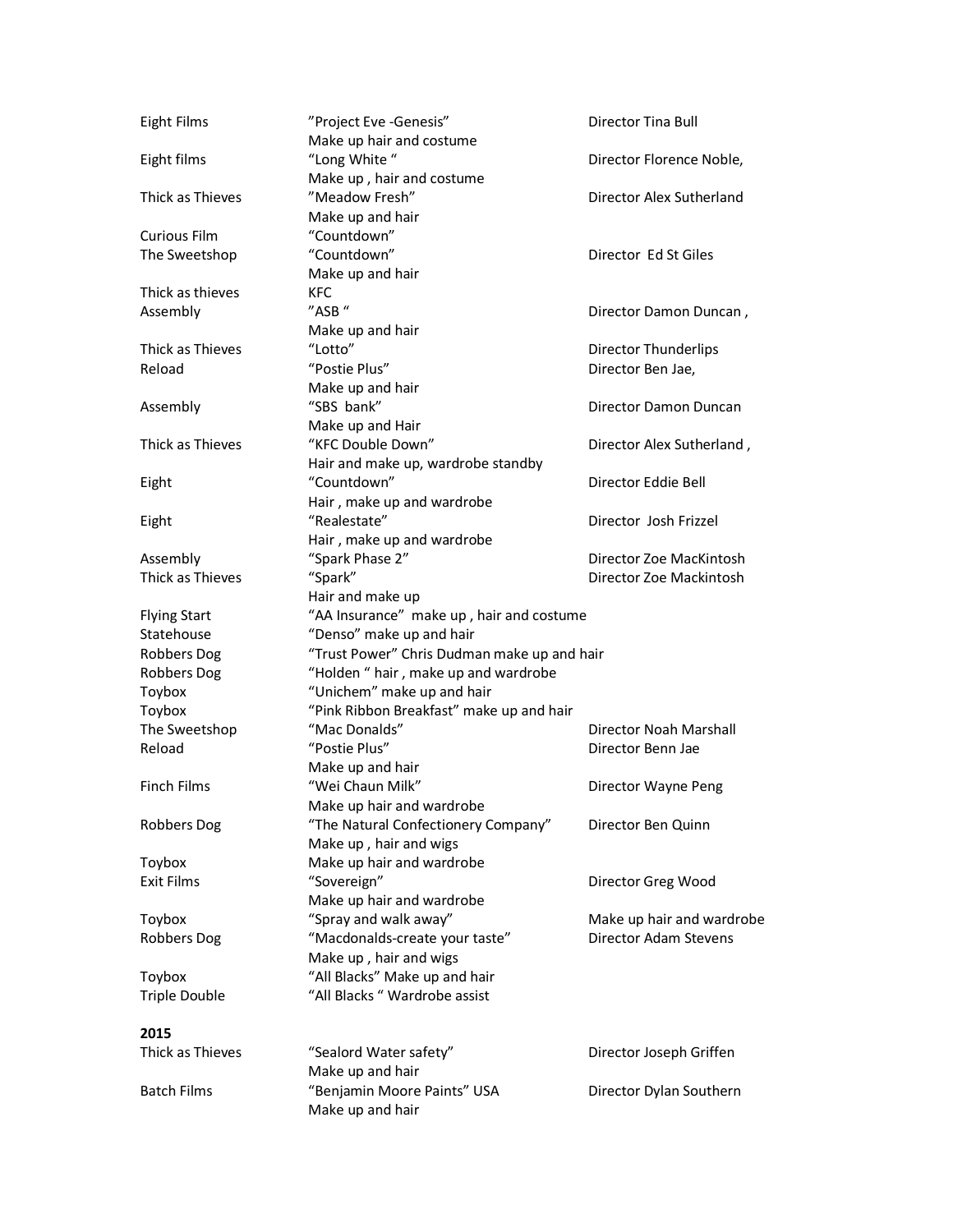| | | |
|---|---|---|
| Eight Films | ”Project Eve -Genesis”<br>Make up hair and costume | Director Tina Bull |
| Eight films | “Long White “<br>Make up , hair and costume | Director Florence Noble, |
| Thick as Thieves | ”Meadow Fresh”<br>Make up and hair | Director Alex Sutherland |
| Curious Film | “Countdown” | |
| The Sweetshop | “Countdown”<br>Make up and hair | Director Ed St Giles |
| Thick as thieves | KFC | |
| Assembly | ”ASB “<br>Make up and hair | Director Damon Duncan , |
| Thick as Thieves | “Lotto” | Director Thunderlips |
| Reload | “Postie Plus”<br>Make up and hair | Director Ben Jae, |
| Assembly | “SBS bank”<br>Make up and Hair | Director Damon Duncan |
| Thick as Thieves | “KFC Double Down”<br>Hair and make up, wardrobe standby | Director Alex Sutherland , |
| Eight | “Countdown”<br>Hair , make up and wardrobe | Director Eddie Bell |
| Eight | “Realestate”<br>Hair , make up and wardrobe | Director Josh Frizzel |
| Assembly | “Spark Phase 2” | Director Zoe MacKintosh |
| Thick as Thieves | “Spark”<br>Hair and make up | Director Zoe Mackintosh |
| Flying Start | “AA Insurance” make up , hair and costume | |
| Statehouse | “Denso” make up and hair | |
| Robbers Dog | “Trust Power” Chris Dudman make up and hair | |
| Robbers Dog | “Holden “ hair , make up and wardrobe | |
| Toybox | “Unichem” make up and hair | |
| Toybox | “Pink Ribbon Breakfast” make up and hair | |
| The Sweetshop | “Mac Donalds” | Director Noah Marshall |
| Reload | “Postie Plus”<br>Make up and hair | Director Benn Jae |
| Finch Films | “Wei Chaun Milk”<br>Make up hair and wardrobe | Director Wayne Peng |
| Robbers Dog | “The Natural Confectionery Company”<br>Make up , hair and wigs | Director Ben Quinn |
| Toybox | Make up hair and wardrobe | |
| Exit Films | “Sovereign”<br>Make up hair and wardrobe | Director Greg Wood |
| Toybox | “Spray and walk away” | Make up hair and wardrobe |
| Robbers Dog | “Macdonalds-create your taste”<br>Make up , hair and wigs | Director Adam Stevens |
| Toybox | “All Blacks” Make up and hair | |
| Triple Double | “All Blacks “ Wardrobe assist | |

**2015**

| | | |
|---|---|---|
| Thick as Thieves | “Sealord Water safety”<br>Make up and hair | Director Joseph Griffen |
| Batch Films | “Benjamin Moore Paints” USA<br>Make up and hair | Director Dylan Southern |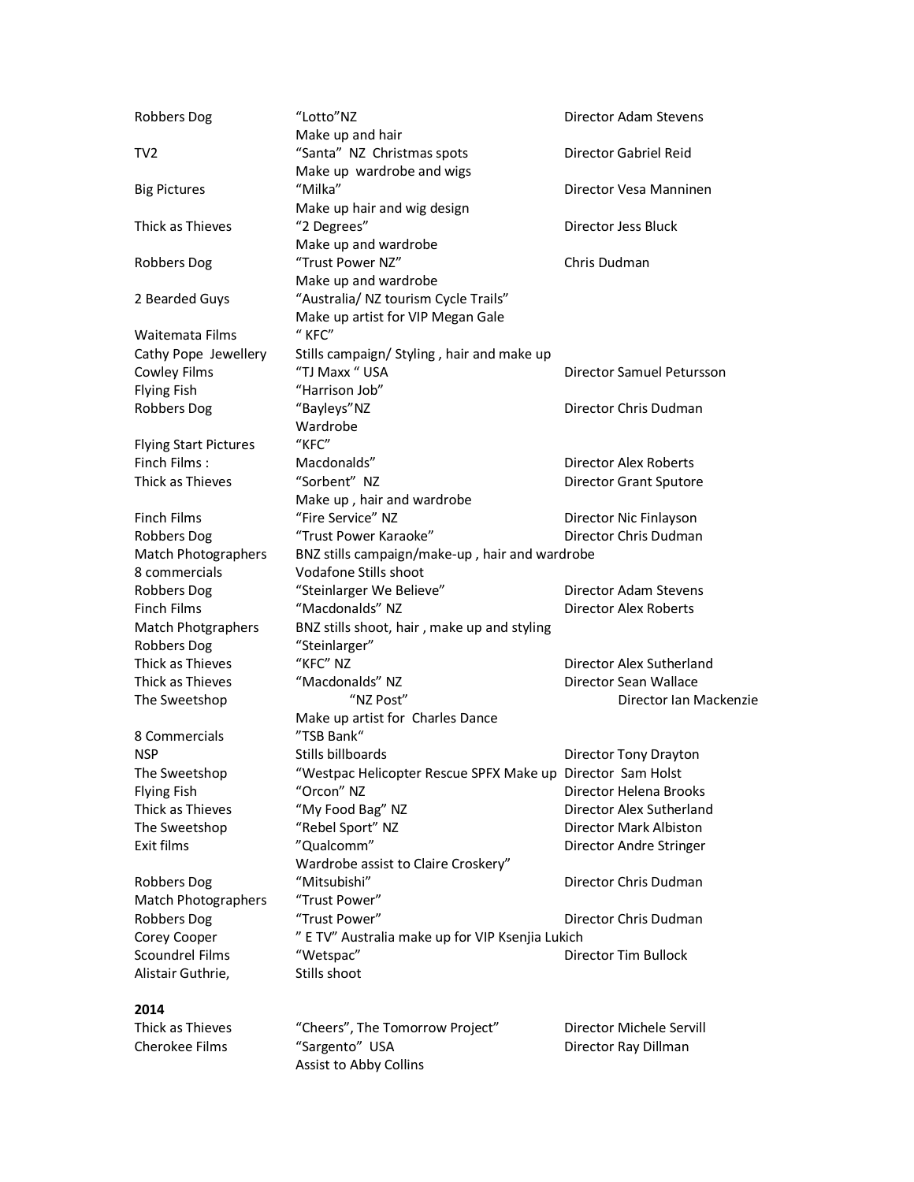| | | |
|---|---|---|
| Robbers Dog | "Lotto"NZ | Director Adam Stevens |
| | Make up and hair | |
| TV2 | "Santa" NZ Christmas spots | Director Gabriel Reid |
| | Make up wardrobe and wigs | |
| Big Pictures | "Milka" | Director Vesa Manninen |
| | Make up hair and wig design | |
| Thick as Thieves | "2 Degrees" | Director Jess Bluck |
| | Make up and wardrobe | |
| Robbers Dog | "Trust Power NZ" | Chris Dudman |
| | Make up and wardrobe | |
| 2 Bearded Guys | "Australia/ NZ tourism Cycle Trails" | |
| | Make up artist for VIP Megan Gale | |
| Waitemata Films | " KFC" | |
| Cathy Pope Jewellery | Stills campaign/ Styling , hair and make up | |
| Cowley Films | "TJ Maxx " USA | Director Samuel Petursson |
| Flying Fish | "Harrison Job" | |
| Robbers Dog | "Bayleys"NZ | Director Chris Dudman |
| | Wardrobe | |
| Flying Start Pictures | "KFC" | |
| Finch Films : | Macdonalds" | Director Alex Roberts |
| Thick as Thieves | "Sorbent" NZ | Director Grant Sputore |
| | Make up , hair and wardrobe | |
| Finch Films | "Fire Service" NZ | Director Nic Finlayson |
| Robbers Dog | "Trust Power Karaoke" | Director Chris Dudman |
| Match Photographers | BNZ stills campaign/make-up , hair and wardrobe | |
| 8 commercials | Vodafone Stills shoot | |
| Robbers Dog | "Steinlarger We Believe" | Director Adam Stevens |
| Finch Films | "Macdonalds" NZ | Director Alex Roberts |
| Match Photgraphers | BNZ stills shoot, hair , make up and styling | |
| Robbers Dog | "Steinlarger" | |
| Thick as Thieves | "KFC" NZ | Director Alex Sutherland |
| Thick as Thieves | "Macdonalds" NZ | Director Sean Wallace |
| The Sweetshop | "NZ Post" | Director Ian Mackenzie |
| | Make up artist for Charles Dance | |
| 8 Commercials | "TSB Bank" | |
| NSP | Stills billboards | Director Tony Drayton |
| The Sweetshop | "Westpac Helicopter Rescue SPFX Make up | Director Sam Holst |
| Flying Fish | "Orcon" NZ | Director Helena Brooks |
| Thick as Thieves | "My Food Bag" NZ | Director Alex Sutherland |
| The Sweetshop | "Rebel Sport" NZ | Director Mark Albiston |
| Exit films | "Qualcomm" | Director Andre Stringer |
| | Wardrobe assist to Claire Croskery" | |
| Robbers Dog | "Mitsubishi" | Director Chris Dudman |
| Match Photographers | "Trust Power" | |
| Robbers Dog | "Trust Power" | Director Chris Dudman |
| Corey Cooper | " E TV" Australia make up for VIP Ksenjia Lukich | |
| Scoundrel Films | "Wetspac" | Director Tim Bullock |
| Alistair Guthrie, | Stills shoot | |

**2014**

| | | |
|---|---|---|
| Thick as Thieves | "Cheers", The Tomorrow Project" | Director Michele Servill |
| Cherokee Films | "Sargento" USA | Director Ray Dillman |
| | Assist to Abby Collins | |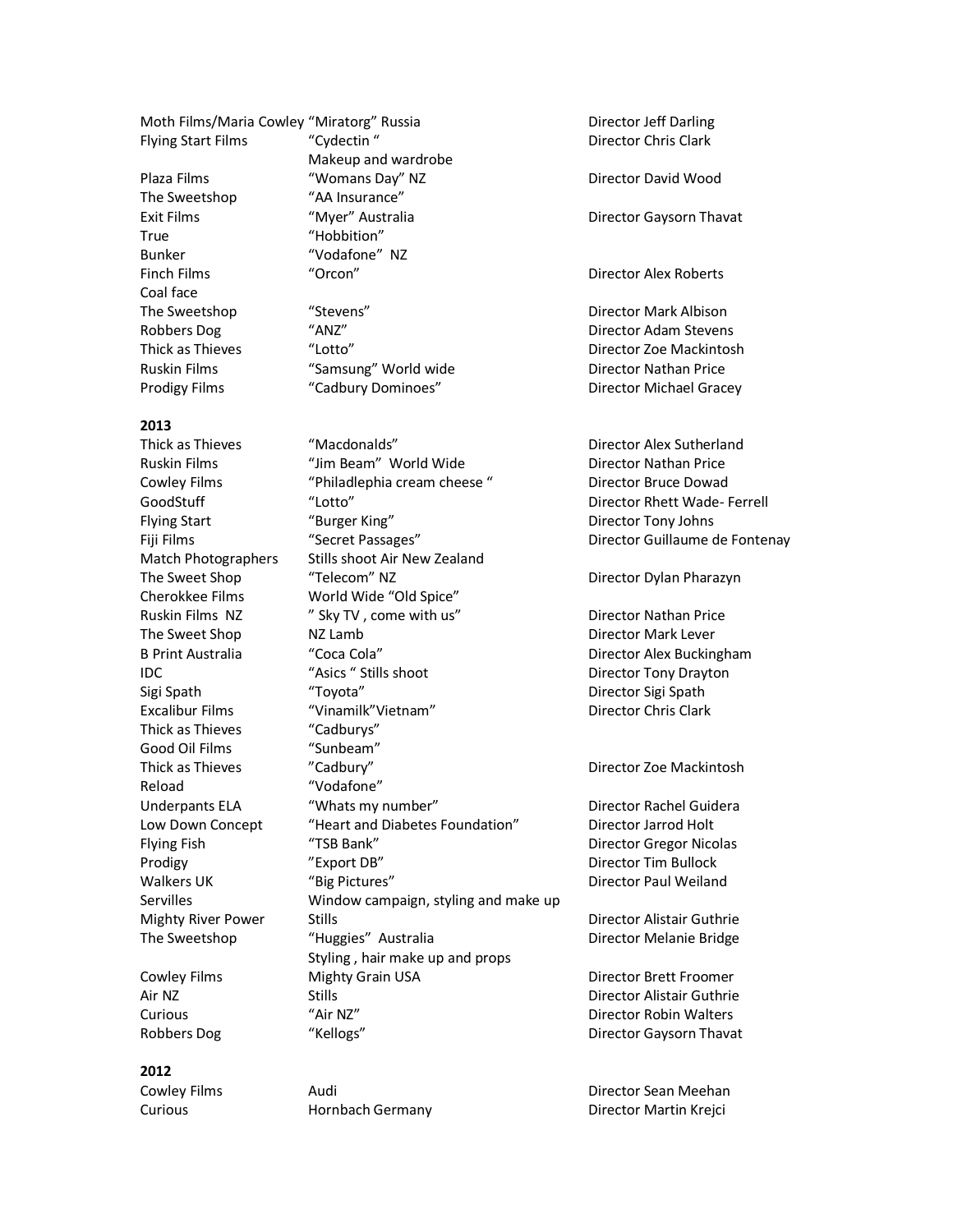| | | |
|---|---|---|
| Moth Films/Maria Cowley | "Miratorg" Russia | Director Jeff Darling |
| Flying Start Films | "Cydectin " | Director Chris Clark |
| | Makeup and wardrobe | |
| Plaza Films | "Womans Day" NZ | Director David Wood |
| The Sweetshop | "AA Insurance" | |
| Exit Films | "Myer" Australia | Director Gaysorn Thavat |
| True | "Hobbition" | |
| Bunker | "Vodafone" NZ | |
| Finch Films | "Orcon" | Director Alex Roberts |
| Coal face | | |
| The Sweetshop | "Stevens" | Director Mark Albison |
| Robbers Dog | "ANZ" | Director Adam Stevens |
| Thick as Thieves | "Lotto" | Director Zoe Mackintosh |
| Ruskin Films | "Samsung" World wide | Director Nathan Price |
| Prodigy Films | "Cadbury Dominoes" | Director Michael Gracey |

**2013**

| | | |
|---|---|---|
| Thick as Thieves | "Macdonalds" | Director Alex Sutherland |
| Ruskin Films | "Jim Beam" World Wide | Director Nathan Price |
| Cowley Films | "Philadelphia cream cheese " | Director Bruce Dowad |
| GoodStuff | "Lotto" | Director Rhett Wade- Ferrell |
| Flying Start | "Burger King" | Director Tony Johns |
| Fiji Films | "Secret Passages" | Director Guillaume de Fontenay |
| Match Photographers | Stills shoot Air New Zealand | |
| The Sweet Shop | "Telecom" NZ | Director Dylan Pharazyn |
| Cherokkee Films | World Wide "Old Spice" | |
| Ruskin Films NZ | " Sky TV , come with us" | Director Nathan Price |
| The Sweet Shop | NZ Lamb | Director Mark Lever |
| B Print Australia | "Coca Cola" | Director Alex Buckingham |
| IDC | "Asics " Stills shoot | Director Tony Drayton |
| Sigi Spath | "Toyota" | Director Sigi Spath |
| Excalibur Films | "Vinamilk"Vietnam" | Director Chris Clark |
| Thick as Thieves | "Cadburys" | |
| Good Oil Films | "Sunbeam" | |
| Thick as Thieves | "Cadbury" | Director Zoe Mackintosh |
| Reload | "Vodafone" | |
| Underpants ELA | "Whats my number" | Director Rachel Guidera |
| Low Down Concept | "Heart and Diabetes Foundation" | Director Jarrod Holt |
| Flying Fish | "TSB Bank" | Director Gregor Nicolas |
| Prodigy | "Export DB" | Director Tim Bullock |
| Walkers UK | "Big Pictures" | Director Paul Weiland |
| Servilles | Window campaign, styling and make up | |
| Mighty River Power | Stills | Director Alistair Guthrie |
| The Sweetshop | "Huggies" Australia | Director Melanie Bridge |
| | Styling , hair make up and props | |
| Cowley Films | Mighty Grain USA | Director Brett Froomer |
| Air NZ | Stills | Director Alistair Guthrie |
| Curious | "Air NZ" | Director Robin Walters |
| Robbers Dog | "Kellogs" | Director Gaysorn Thavat |

**2012**

| | | |
|---|---|---|
| Cowley Films | Audi | Director Sean Meehan |
| Curious | Hornbach Germany | Director Martin Krejci |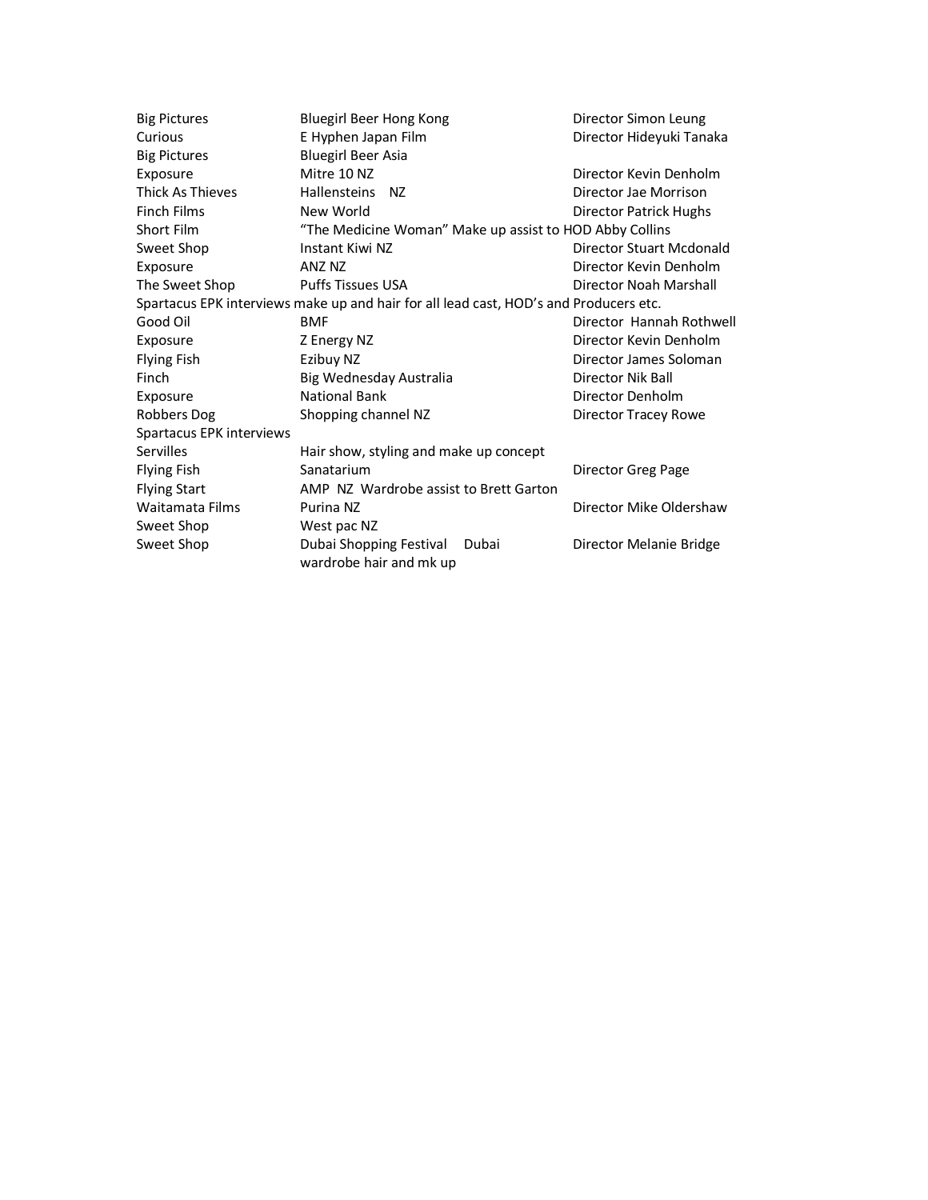| | | |
|---|---|---|
| Big Pictures | Bluegirl Beer Hong Kong | Director Simon Leung |
| Curious | E Hyphen Japan Film | Director Hideyuki Tanaka |
| Big Pictures | Bluegirl Beer Asia | |
| Exposure | Mitre 10 NZ | Director Kevin Denholm |
| Thick As Thieves | Hallensteins NZ | Director Jae Morrison |
| Finch Films | New World | Director Patrick Hughs |
| Short Film | "The Medicine Woman" Make up assist to HOD Abby Collins | |
| Sweet Shop | Instant Kiwi NZ | Director Stuart Mcdonald |
| Exposure | ANZ NZ | Director Kevin Denholm |
| The Sweet Shop | Puffs Tissues USA | Director Noah Marshall |
| Spartacus EPK interviews make up and hair for all lead cast, HOD's and Producers etc. | | |
| Good Oil | BMF | Director Hannah Rothwell |
| Exposure | Z Energy NZ | Director Kevin Denholm |
| Flying Fish | Ezibuy NZ | Director James Soloman |
| Finch | Big Wednesday Australia | Director Nik Ball |
| Exposure | National Bank | Director Denholm |
| Robbers Dog | Shopping channel NZ | Director Tracey Rowe |
| Spartacus EPK interviews | | |
| Servilles | Hair show, styling and make up concept | |
| Flying Fish | Sanatarium | Director Greg Page |
| Flying Start | AMP NZ Wardrobe assist to Brett Garton | |
| Waitamata Films | Purina NZ | Director Mike Oldershaw |
| Sweet Shop | West pac NZ | |
| Sweet Shop | Dubai Shopping Festival Dubai wardrobe hair and mk up | Director Melanie Bridge |